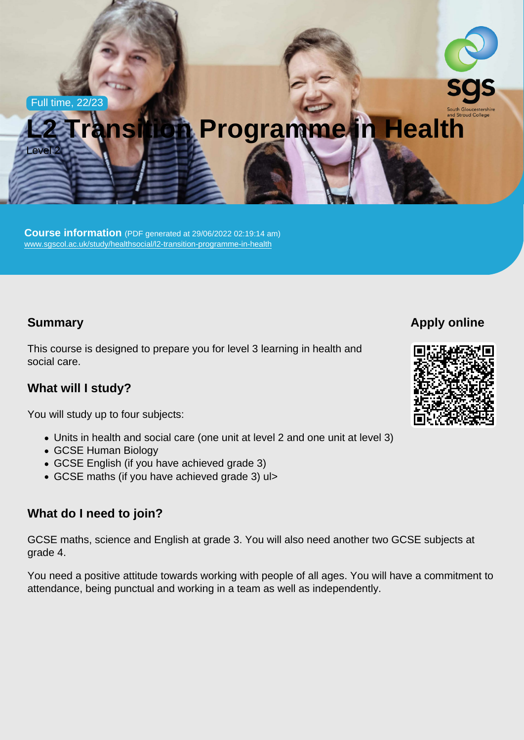Full time, 22/23

# L2 Transition Programme in Health

Level 2

**Course information** (PDF generated at 29/06/2022 02:19:14 am)
www.sgscol.ac.uk/study/healthsocial/l2-transition-programme-in-health

## Summary

This course is designed to prepare you for level 3 learning in health and social care.

## Apply online

## What will I study?

You will study up to four subjects:

- Units in health and social care (one unit at level 2 and one unit at level 3)
- GCSE Human Biology
- GCSE English (if you have achieved grade 3)
- GCSE maths (if you have achieved grade 3) ul>

## What do I need to join?

GCSE maths, science and English at grade 3. You will also need another two GCSE subjects at grade 4.

You need a positive attitude towards working with people of all ages. You will have a commitment to attendance, being punctual and working in a team as well as independently.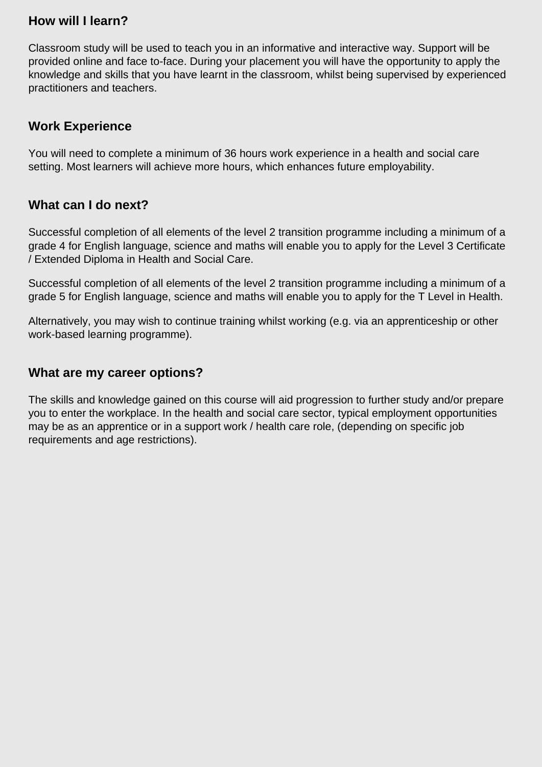## How will I learn?

Classroom study will be used to teach you in an informative and interactive way. Support will be provided online and face to-face. During your placement you will have the opportunity to apply the knowledge and skills that you have learnt in the classroom, whilst being supervised by experienced practitioners and teachers.

## Work Experience

You will need to complete a minimum of 36 hours work experience in a health and social care setting. Most learners will achieve more hours, which enhances future employability.

## What can I do next?

Successful completion of all elements of the level 2 transition programme including a minimum of a grade 4 for English language, science and maths will enable you to apply for the Level 3 Certificate / Extended Diploma in Health and Social Care.

Successful completion of all elements of the level 2 transition programme including a minimum of a grade 5 for English language, science and maths will enable you to apply for the T Level in Health.

Alternatively, you may wish to continue training whilst working (e.g. via an apprenticeship or other work-based learning programme).

## What are my career options?

The skills and knowledge gained on this course will aid progression to further study and/or prepare you to enter the workplace. In the health and social care sector, typical employment opportunities may be as an apprentice or in a support work / health care role, (depending on specific job requirements and age restrictions).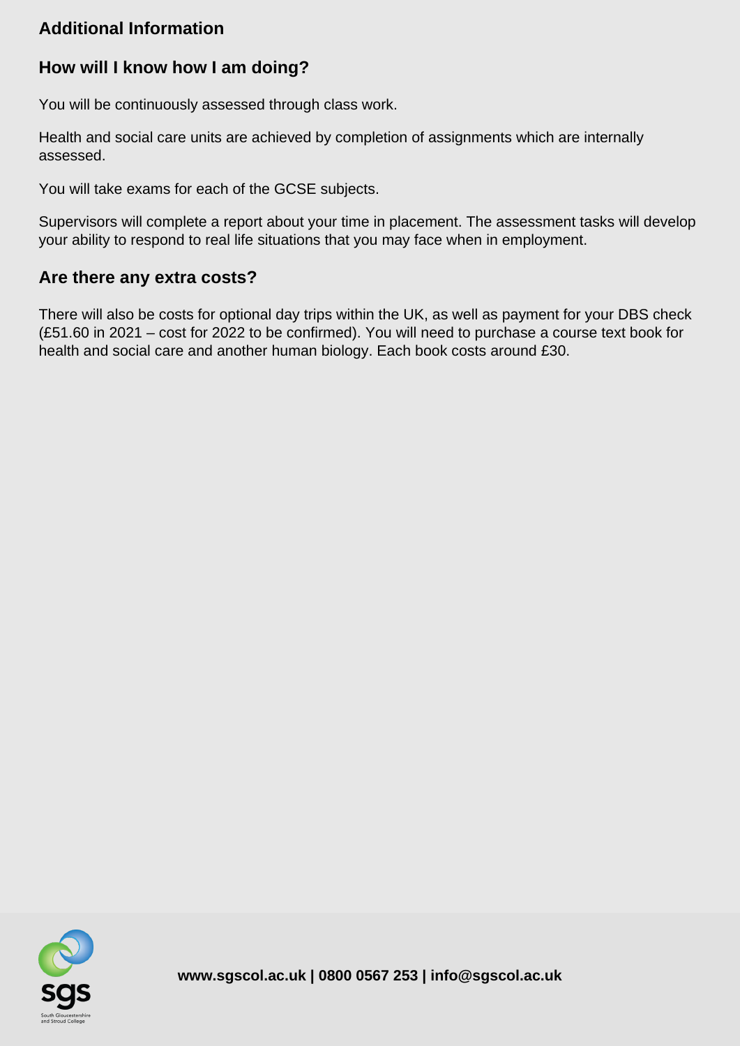## Additional Information

### How will I know how I am doing?

You will be continuously assessed through class work.

Health and social care units are achieved by completion of assignments which are internally assessed.

You will take exams for each of the GCSE subjects.

Supervisors will complete a report about your time in placement. The assessment tasks will develop your ability to respond to real life situations that you may face when in employment.

### Are there any extra costs?

There will also be costs for optional day trips within the UK, as well as payment for your DBS check (£51.60 in 2021 – cost for 2022 to be confirmed). You will need to purchase a course text book for health and social care and another human biology. Each book costs around £30.

**www.sgscol.ac.uk | 0800 0567 253 | info@sgscol.ac.uk**